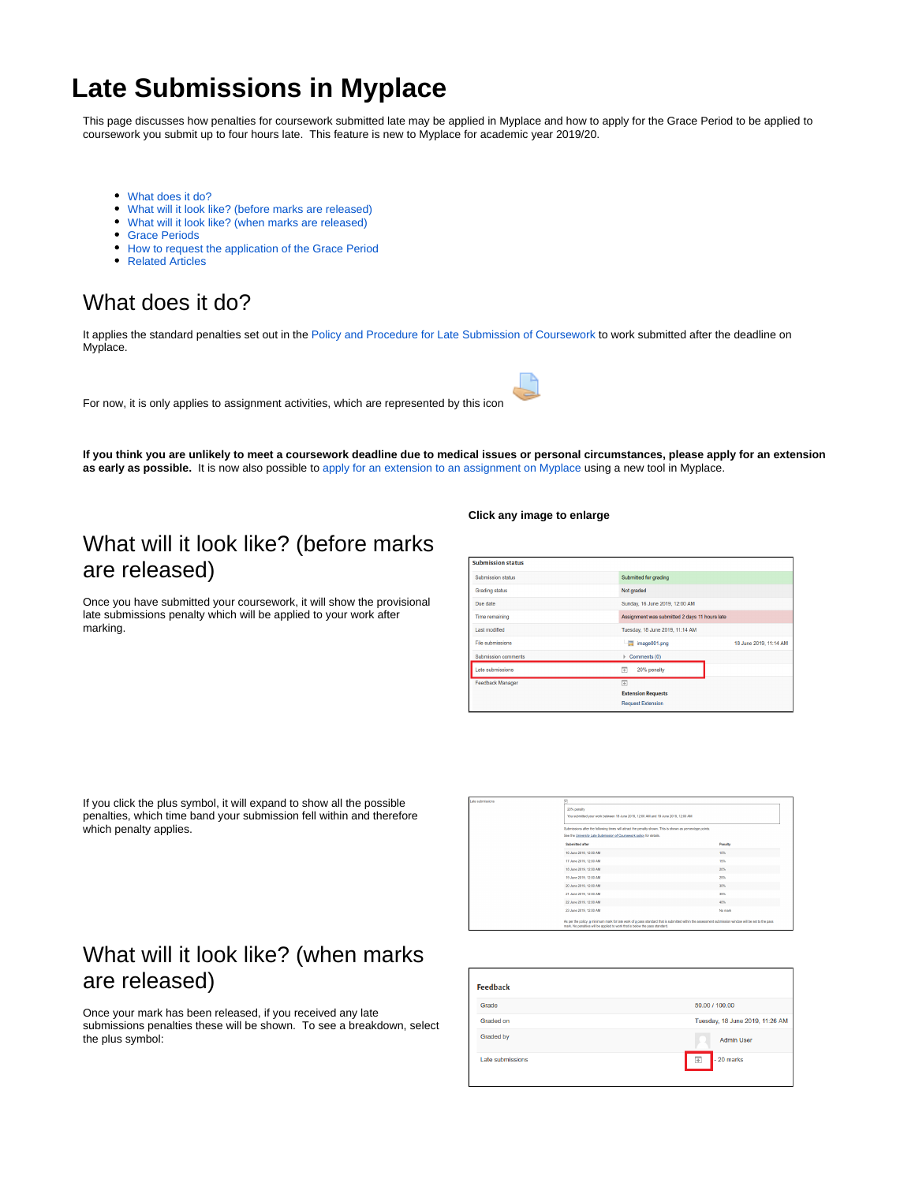# Late Submissions in Myplace

This page discusses how penalties for coursework submitted late may be applied in Myplace and how to apply for the Grace Period to be applied to coursework you submit up to four hours late. This feature is new to Myplace for academic year 2019/20.

- What does it do?
- What will it look like? (before marks are released)
- What will it look like? (when marks are released)
- Grace Periods
- How to request the application of the Grace Period
- Related Articles

## What does it do?

It applies the standard penalties set out in the Policy and Procedure for Late Submission of Coursework to work submitted after the deadline on Myplace.

For now, it is only applies to assignment activities, which are represented by this icon

**If you think you are unlikely to meet a coursework deadline due to medical issues or personal circumstances, please apply for an extension as early as possible.** It is now also possible to apply for an extension to an assignment on Myplace using a new tool in Myplace.

**Click any image to enlarge**

## What will it look like? (before marks are released)

Once you have submitted your coursework, it will show the provisional late submissions penalty which will be applied to your work after marking.

If you click the plus symbol, it will expand to show all the possible penalties, which time band your submission fell within and therefore which penalty applies.

## What will it look like? (when marks are released)

Once your mark has been released, if you received any late submissions penalties these will be shown. To see a breakdown, select the plus symbol: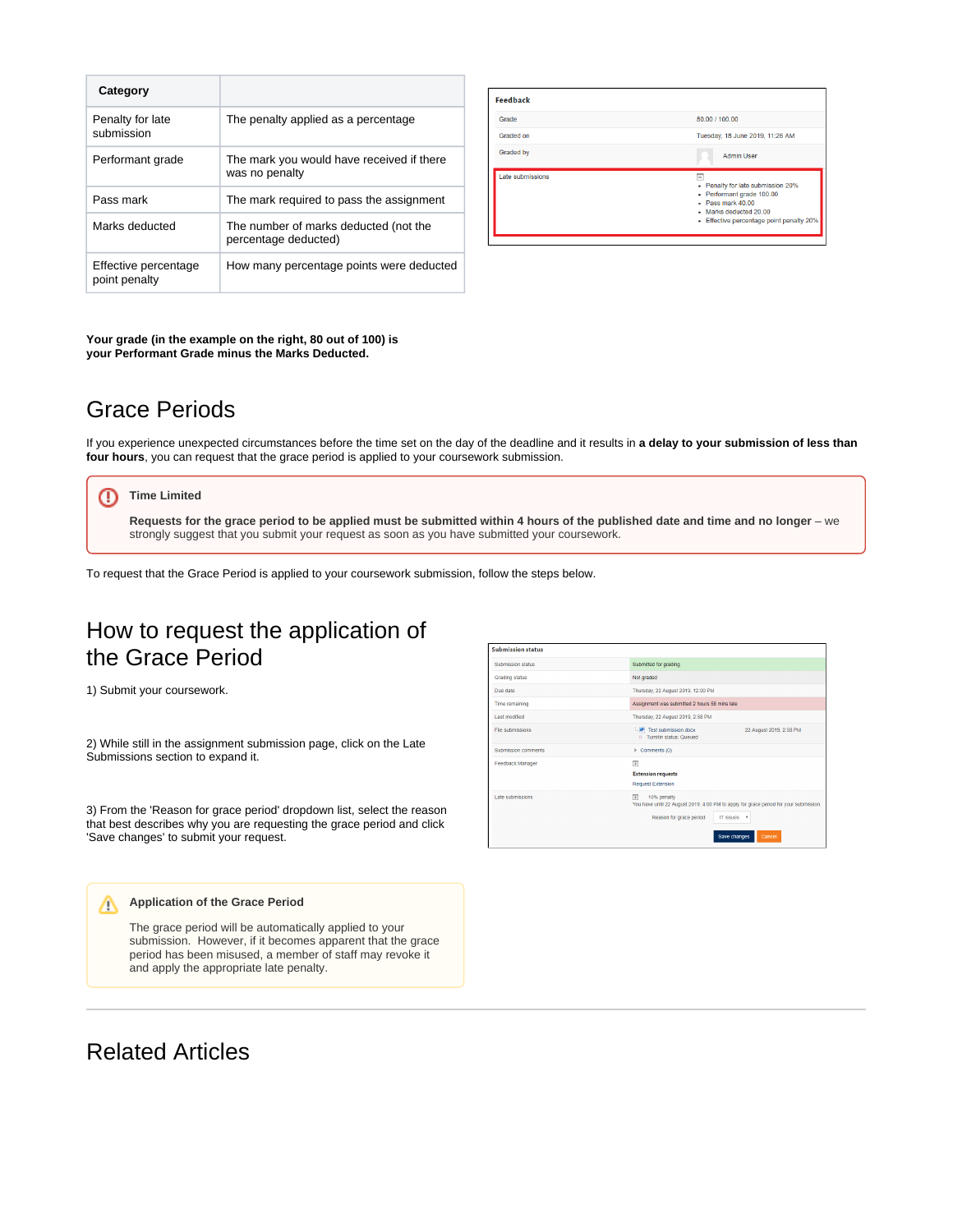| Category | |
| --- | --- |
| Penalty for late submission | The penalty applied as a percentage |
| Performant grade | The mark you would have received if there was no penalty |
| Pass mark | The mark required to pass the assignment |
| Marks deducted | The number of marks deducted (not the percentage deducted) |
| Effective percentage point penalty | How many percentage points were deducted |

**Feedback**

| | |
| --- | --- |
| Grade | 80.00 / 100.00 |
| Graded on | Tuesday, 18 June 2019, 11:26 AM |
| Graded by | Admin User |
| Late submissions | • Penalty for late submission 20%<br>• Performant grade 100.00<br>• Pass mark 40.00<br>• Marks deducted 20.00<br>• Effective percentage point penalty 20% |

**Your grade (in the example on the right, 80 out of 100) is your Performant Grade minus the Marks Deducted.**

# Grace Periods

If you experience unexpected circumstances before the time set on the day of the deadline and it results in **a delay to your submission of less than four hours**, you can request that the grace period is applied to your coursework submission.

**Time Limited**

**Requests for the grace period to be applied must be submitted within 4 hours of the published date and time and no longer** – we strongly suggest that you submit your request as soon as you have submitted your coursework.

To request that the Grace Period is applied to your coursework submission, follow the steps below.

# How to request the application of the Grace Period

1) Submit your coursework.

2) While still in the assignment submission page, click on the Late Submissions section to expand it.

3) From the 'Reason for grace period' dropdown list, select the reason that best describes why you are requesting the grace period and click 'Save changes' to submit your request.

**Submission status**

| | |
| --- | --- |
| Submission status | Submitted for grading |
| Grading status | Not graded |
| Due date | Thursday, 22 August 2019, 12:00 PM |
| Time remaining | Assignment was submitted 2 hours 58 mins late |
| Last modified | Thursday, 22 August 2019, 2:58 PM |
| File submissions | Test submission.docx 22 August 2019, 2:58 PM<br>Turnitin status: Queued |
| Submission comments | Comments (0) |
| Feedback Manager | Extension requests<br>Request Extension |
| Late submissions | 10% penalty<br>You have until 22 August 2019, 4:00 PM to apply for grace period for your submission<br>Reason for grace period: IT issues<br>Save changes Cancel |

**Application of the Grace Period**

The grace period will be automatically applied to your submission. However, if it becomes apparent that the grace period has been misused, a member of staff may revoke it and apply the appropriate late penalty.

# Related Articles